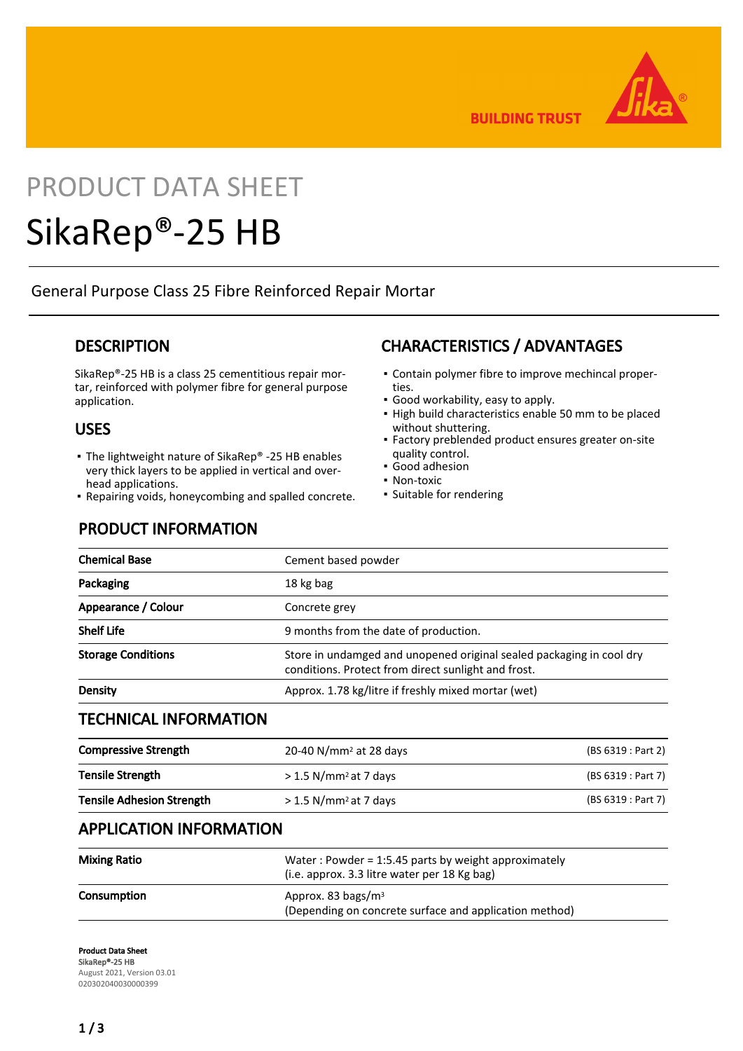BUILDING TRUST

PRODUCT DATA SHEET

# SikaRep®-25 HB

General Purpose Class 25 Fibre Reinforced Repair Mortar

## DESCRIPTION

SikaRep®-25 HB is a class 25 cementitious repair mortar, reinforced with polymer fibre for general purpose application.

## USES

- The lightweight nature of SikaRep® -25 HB enables very thick layers to be applied in vertical and overhead applications.
- Repairing voids, honeycombing and spalled concrete.

## CHARACTERISTICS / ADVANTAGES

- Contain polymer fibre to improve mechincal properties.
- Good workability, easy to apply.
- High build characteristics enable 50 mm to be placed without shuttering.
- Factory preblended product ensures greater on-site quality control.
- Good adhesion
- Non-toxic
- Suitable for rendering

## PRODUCT INFORMATION

| | |
|---|---|
| **Chemical Base** | Cement based powder |
| **Packaging** | 18 kg bag |
| **Appearance / Colour** | Concrete grey |
| **Shelf Life** | 9 months from the date of production. |
| **Storage Conditions** | Store in undamged and unopened original sealed packaging in cool dry conditions. Protect from direct sunlight and frost. |
| **Density** | Approx. 1.78 kg/litre if freshly mixed mortar (wet) |

## TECHNICAL INFORMATION

| | | |
|---|---|---|
| **Compressive Strength** | 20-40 N/mm² at 28 days | (BS 6319 : Part 2) |
| **Tensile Strength** | > 1.5 N/mm² at 7 days | (BS 6319 : Part 7) |
| **Tensile Adhesion Strength** | > 1.5 N/mm² at 7 days | (BS 6319 : Part 7) |

## APPLICATION INFORMATION

| | |
|---|---|
| **Mixing Ratio** | Water : Powder = 1:5.45 parts by weight approximately (i.e. approx. 3.3 litre water per 18 Kg bag) |
| **Consumption** | Approx. 83 bags/m³ (Depending on concrete surface and application method) |

**Product Data Sheet**
SikaRep®-25 HB
August 2021, Version 03.01
020302040030000399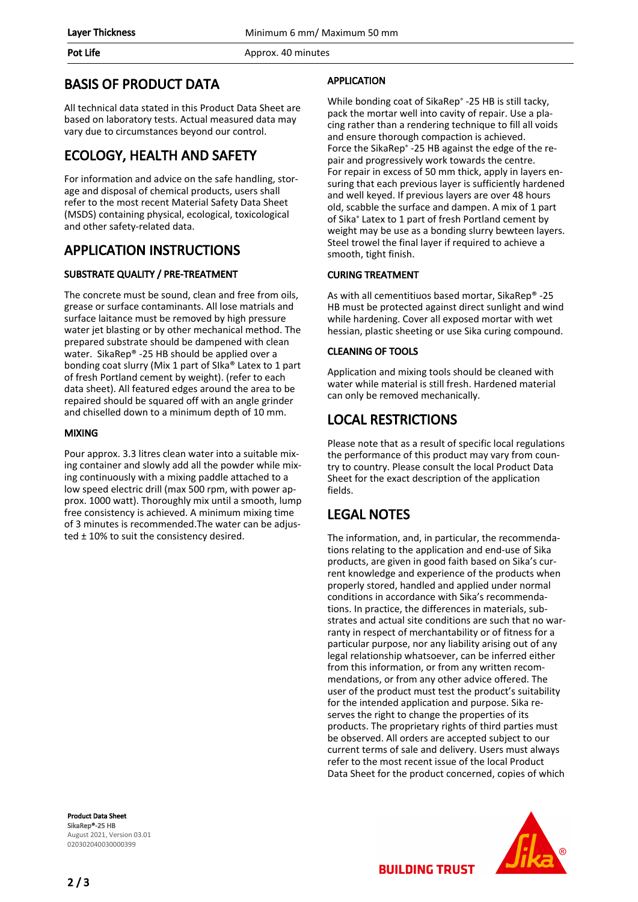| Layer Thickness | Minimum 6 mm/ Maximum 50 mm |
| --- | --- |
| Pot Life | Approx. 40 minutes |

## BASIS OF PRODUCT DATA

All technical data stated in this Product Data Sheet are based on laboratory tests. Actual measured data may vary due to circumstances beyond our control.

## ECOLOGY, HEALTH AND SAFETY

For information and advice on the safe handling, storage and disposal of chemical products, users shall refer to the most recent Material Safety Data Sheet (MSDS) containing physical, ecological, toxicological and other safety-related data.

## APPLICATION INSTRUCTIONS

### SUBSTRATE QUALITY / PRE-TREATMENT

The concrete must be sound, clean and free from oils, grease or surface contaminants. All lose matrials and surface laitance must be removed by high pressure water jet blasting or by other mechanical method. The prepared substrate should be dampened with clean water. SikaRep® -25 HB should be applied over a bonding coat slurry (Mix 1 part of SIka® Latex to 1 part of fresh Portland cement by weight). (refer to each data sheet). All featured edges around the area to be repaired should be squared off with an angle grinder and chiselled down to a minimum depth of 10 mm.

### MIXING

Pour approx. 3.3 litres clean water into a suitable mixing container and slowly add all the powder while mixing continuously with a mixing paddle attached to a low speed electric drill (max 500 rpm, with power approx. 1000 watt). Thoroughly mix until a smooth, lump free consistency is achieved. A minimum mixing time of 3 minutes is recommended.The water can be adjusted ± 10% to suit the consistency desired.

### APPLICATION

While bonding coat of SikaRep® -25 HB is still tacky, pack the mortar well into cavity of repair. Use a placing rather than a rendering technique to fill all voids and ensure thorough compaction is achieved.
Force the SikaRep® -25 HB against the edge of the repair and progressively work towards the centre.
For repair in excess of 50 mm thick, apply in layers ensuring that each previous layer is sufficiently hardened and well keyed. If previous layers are over 48 hours old, scabble the surface and dampen. A mix of 1 part of Sika® Latex to 1 part of fresh Portland cement by weight may be use as a bonding slurry bewteen layers. Steel trowel the final layer if required to achieve a smooth, tight finish.

### CURING TREATMENT

As with all cementitiuos based mortar, SikaRep® -25 HB must be protected against direct sunlight and wind while hardening. Cover all exposed mortar with wet hessian, plastic sheeting or use Sika curing compound.

### CLEANING OF TOOLS

Application and mixing tools should be cleaned with water while material is still fresh. Hardened material can only be removed mechanically.

## LOCAL RESTRICTIONS

Please note that as a result of specific local regulations the performance of this product may vary from country to country. Please consult the local Product Data Sheet for the exact description of the application fields.

## LEGAL NOTES

The information, and, in particular, the recommendations relating to the application and end-use of Sika products, are given in good faith based on Sika's current knowledge and experience of the products when properly stored, handled and applied under normal conditions in accordance with Sika's recommendations. In practice, the differences in materials, substrates and actual site conditions are such that no warranty in respect of merchantability or of fitness for a particular purpose, nor any liability arising out of any legal relationship whatsoever, can be inferred either from this information, or from any written recommendations, or from any other advice offered. The user of the product must test the product's suitability for the intended application and purpose. Sika reserves the right to change the properties of its products. The proprietary rights of third parties must be observed. All orders are accepted subject to our current terms of sale and delivery. Users must always refer to the most recent issue of the local Product Data Sheet for the product concerned, copies of which

**Product Data Sheet**
**SikaRep®-25 HB**
August 2021, Version 03.01
020302040030000399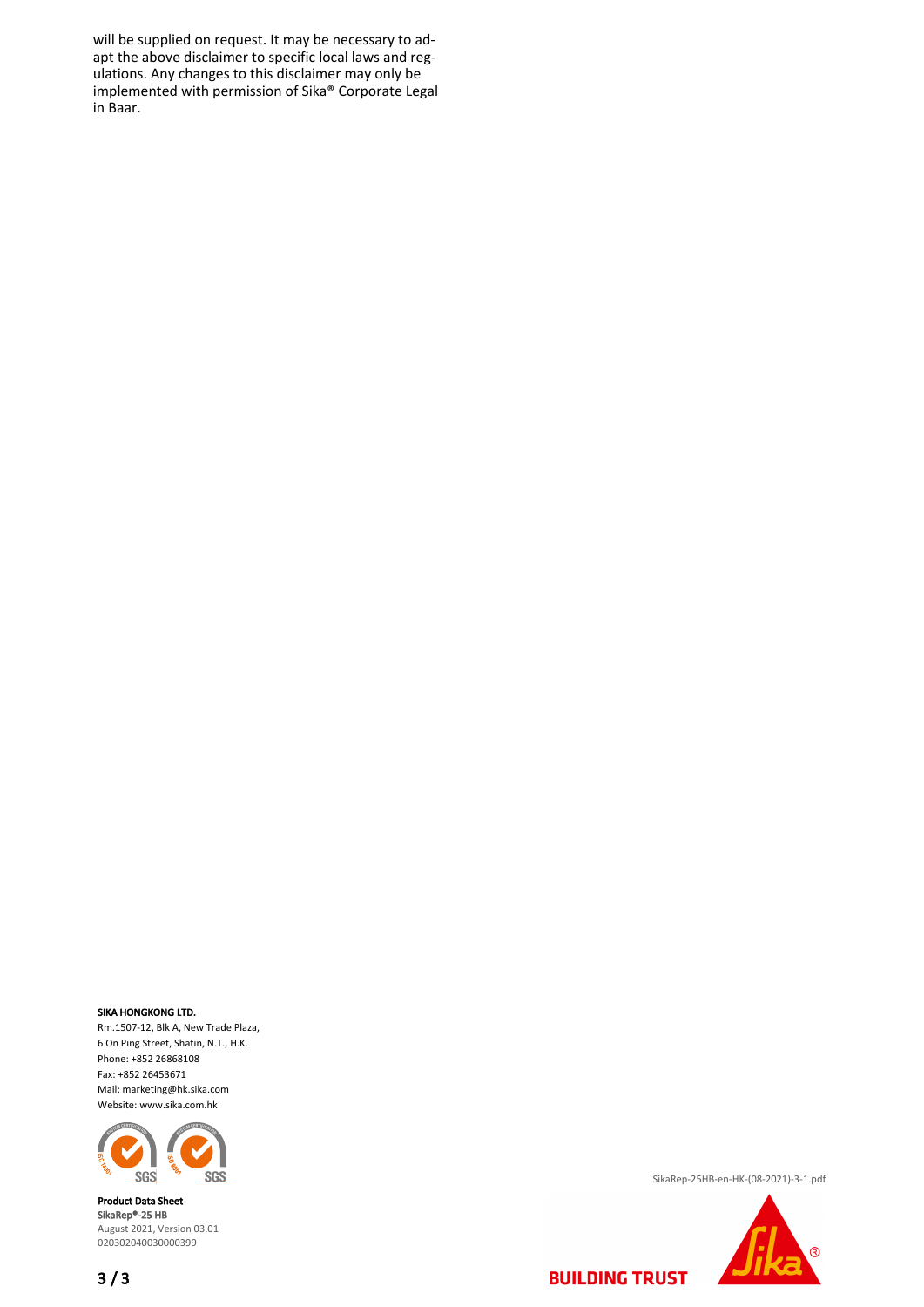will be supplied on request. It may be necessary to adapt the above disclaimer to specific local laws and regulations. Any changes to this disclaimer may only be implemented with permission of Sika® Corporate Legal in Baar.

**SIKA HONGKONG LTD.**
Rm.1507-12, Blk A, New Trade Plaza,
6 On Ping Street, Shatin, N.T., H.K.
Phone: +852 26868108
Fax: +852 26453671
Mail: marketing@hk.sika.com
Website: www.sika.com.hk

**Product Data Sheet**
**SikaRep®-25 HB**
August 2021, Version 03.01
020302040030000399

SikaRep-25HB-en-HK-(08-2021)-3-1.pdf

**BUILDING TRUST**